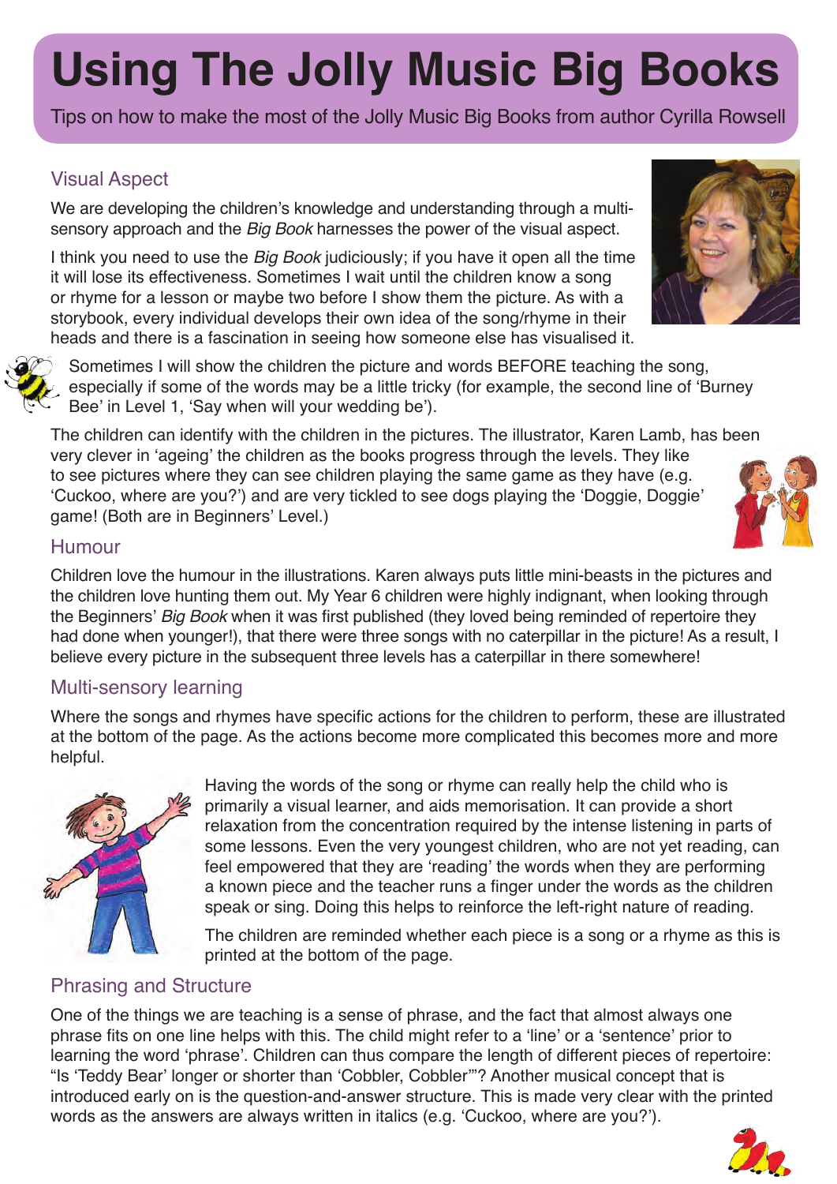# Using The Jolly Music Big Books

Tips on how to make the most of the Jolly Music Big Books from author Cyrilla Rowsell

## Visual Aspect

We are developing the children's knowledge and understanding through a multi-sensory approach and the *Big Book* harnesses the power of the visual aspect.

I think you need to use the *Big Book* judiciously; if you have it open all the time it will lose its effectiveness. Sometimes I wait until the children know a song or rhyme for a lesson or maybe two before I show them the picture. As with a storybook, every individual develops their own idea of the song/rhyme in their heads and there is a fascination in seeing how someone else has visualised it.

Sometimes I will show the children the picture and words BEFORE teaching the song, especially if some of the words may be a little tricky (for example, the second line of 'Burney Bee' in Level 1, 'Say when will your wedding be').

The children can identify with the children in the pictures. The illustrator, Karen Lamb, has been very clever in 'ageing' the children as the books progress through the levels. They like to see pictures where they can see children playing the same game as they have (e.g. 'Cuckoo, where are you?') and are very tickled to see dogs playing the 'Doggie, Doggie' game! (Both are in Beginners' Level.)

## Humour

Children love the humour in the illustrations. Karen always puts little mini-beasts in the pictures and the children love hunting them out. My Year 6 children were highly indignant, when looking through the Beginners' *Big Book* when it was first published (they loved being reminded of repertoire they had done when younger!), that there were three songs with no caterpillar in the picture! As a result, I believe every picture in the subsequent three levels has a caterpillar in there somewhere!

## Multi-sensory learning

Where the songs and rhymes have specific actions for the children to perform, these are illustrated at the bottom of the page. As the actions become more complicated this becomes more and more helpful.

Having the words of the song or rhyme can really help the child who is primarily a visual learner, and aids memorisation. It can provide a short relaxation from the concentration required by the intense listening in parts of some lessons. Even the very youngest children, who are not yet reading, can feel empowered that they are 'reading' the words when they are performing a known piece and the teacher runs a finger under the words as the children speak or sing. Doing this helps to reinforce the left-right nature of reading.

The children are reminded whether each piece is a song or a rhyme as this is printed at the bottom of the page.

## Phrasing and Structure

One of the things we are teaching is a sense of phrase, and the fact that almost always one phrase fits on one line helps with this. The child might refer to a 'line' or a 'sentence' prior to learning the word 'phrase'. Children can thus compare the length of different pieces of repertoire: "Is 'Teddy Bear' longer or shorter than 'Cobbler, Cobbler'"? Another musical concept that is introduced early on is the question-and-answer structure. This is made very clear with the printed words as the answers are always written in italics (e.g. 'Cuckoo, *where are you?*').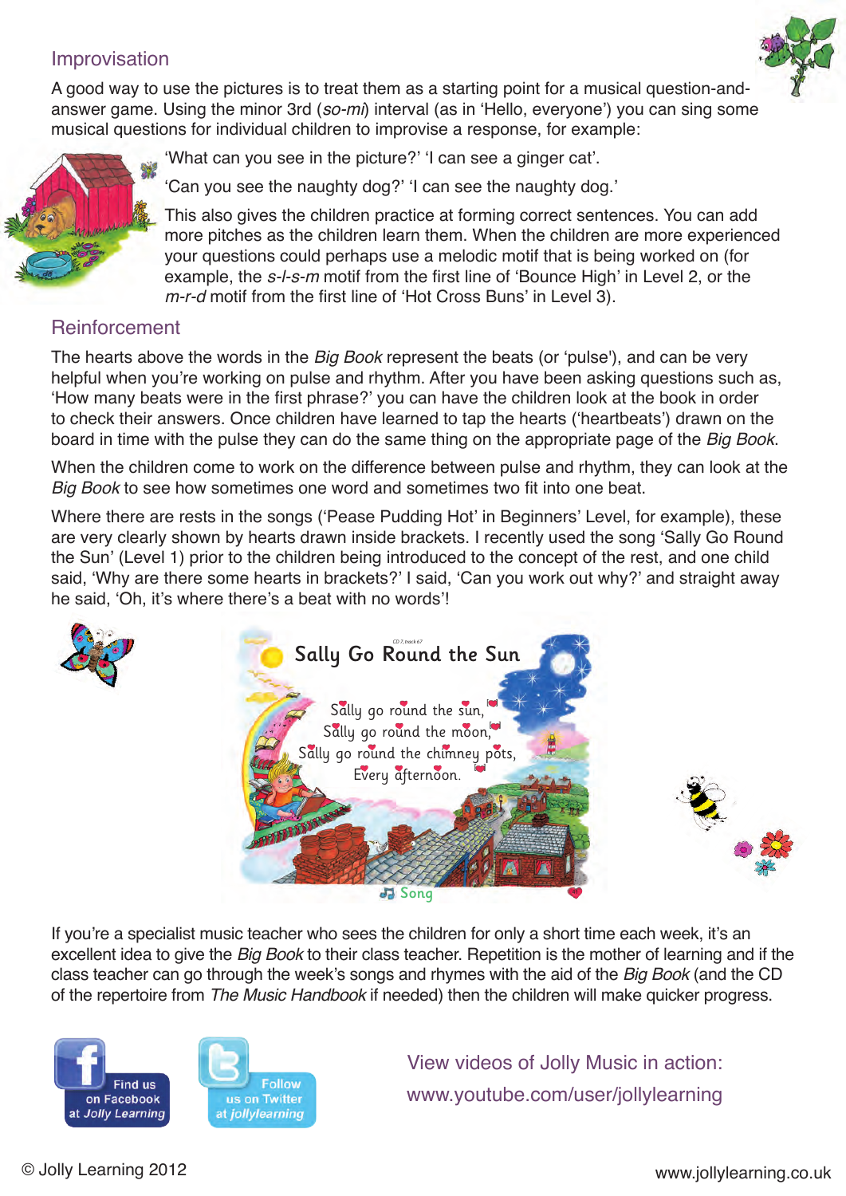## Improvisation

A good way to use the pictures is to treat them as a starting point for a musical question-and-answer game. Using the minor 3rd (*so-mi*) interval (as in 'Hello, everyone') you can sing some musical questions for individual children to improvise a response, for example:

'What can you see in the picture?' 'I can see a ginger cat'.

'Can you see the naughty dog?' 'I can see the naughty dog.'

This also gives the children practice at forming correct sentences. You can add more pitches as the children learn them. When the children are more experienced your questions could perhaps use a melodic motif that is being worked on (for example, the *s-l-s-m* motif from the first line of 'Bounce High' in Level 2, or the *m-r-d* motif from the first line of 'Hot Cross Buns' in Level 3).

## Reinforcement

The hearts above the words in the *Big Book* represent the beats (or 'pulse'), and can be very helpful when you're working on pulse and rhythm. After you have been asking questions such as, 'How many beats were in the first phrase?' you can have the children look at the book in order to check their answers. Once children have learned to tap the hearts ('heartbeats') drawn on the board in time with the pulse they can do the same thing on the appropriate page of the *Big Book*.

When the children come to work on the difference between pulse and rhythm, they can look at the *Big Book* to see how sometimes one word and sometimes two fit into one beat.

Where there are rests in the songs ('Pease Pudding Hot' in Beginners' Level, for example), these are very clearly shown by hearts drawn inside brackets. I recently used the song 'Sally Go Round the Sun' (Level 1) prior to the children being introduced to the concept of the rest, and one child said, 'Why are there some hearts in brackets?' I said, 'Can you work out why?' and straight away he said, 'Oh, it's where there's a beat with no words'!

If you're a specialist music teacher who sees the children for only a short time each week, it's an excellent idea to give the *Big Book* to their class teacher. Repetition is the mother of learning and if the class teacher can go through the week's songs and rhymes with the aid of the *Big Book* (and the CD of the repertoire from *The Music Handbook* if needed) then the children will make quicker progress.

View videos of Jolly Music in action:
www.youtube.com/user/jollylearning

© Jolly Learning 2012

www.jollylearning.co.uk